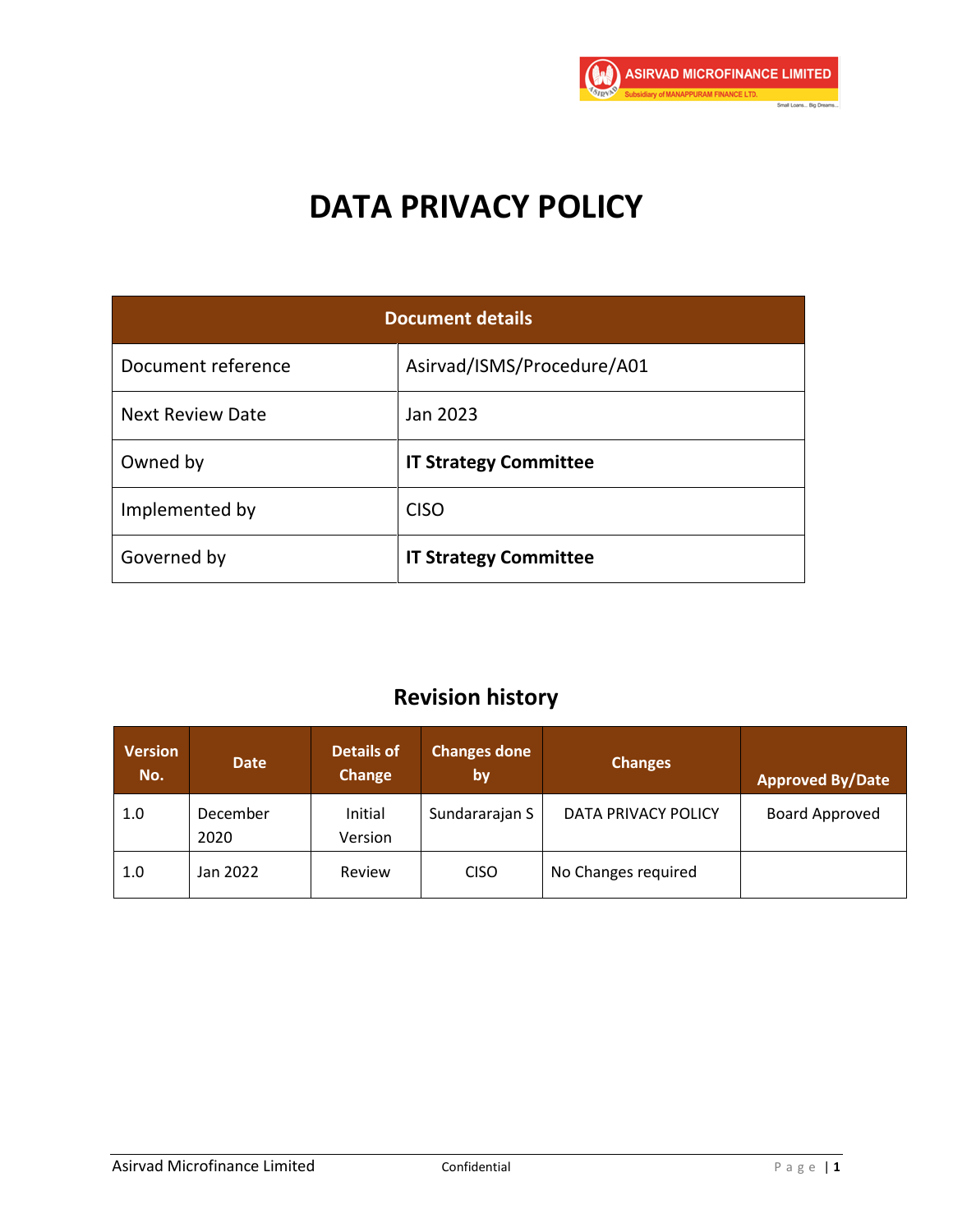# DATA PRIVACY POLICY

| Document details | |
|---|---|
| Document reference | Asirvad/ISMS/Procedure/A01 |
| Next Review Date | Jan 2023 |
| Owned by | **IT Strategy Committee** |
| Implemented by | CISO |
| Governed by | **IT Strategy Committee** |

## Revision history

| Version No. | Date | Details of Change | Changes done by | Changes | Approved By/Date |
|---|---|---|---|---|---|
| 1.0 | December 2020 | Initial Version | Sundararajan S | DATA PRIVACY POLICY | Board Approved |
| 1.0 | Jan 2022 | Review | CISO | No Changes required | |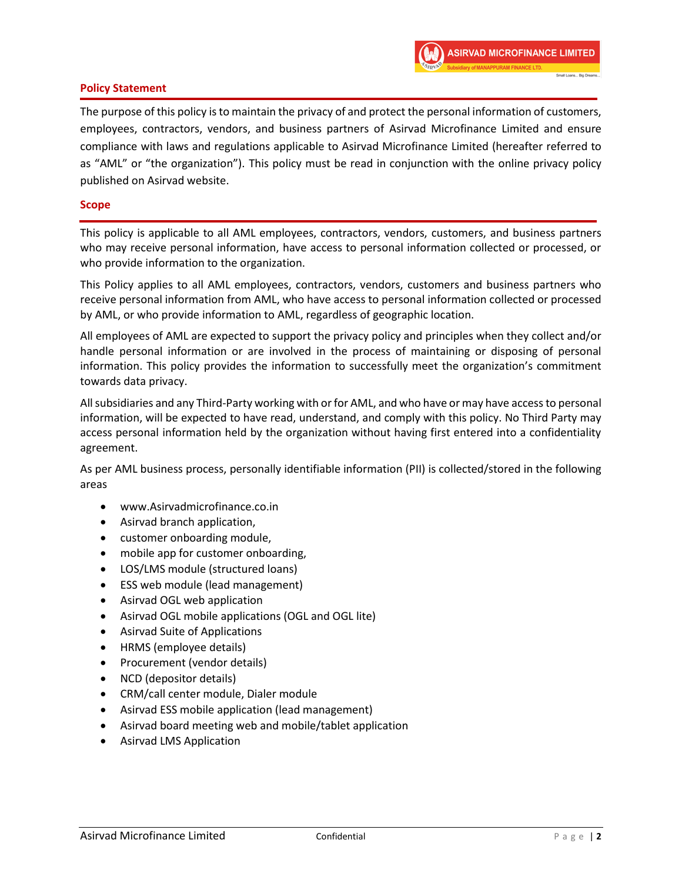## Policy Statement

The purpose of this policy is to maintain the privacy of and protect the personal information of customers, employees, contractors, vendors, and business partners of Asirvad Microfinance Limited and ensure compliance with laws and regulations applicable to Asirvad Microfinance Limited (hereafter referred to as "AML" or "the organization"). This policy must be read in conjunction with the online privacy policy published on Asirvad website.

## Scope

This policy is applicable to all AML employees, contractors, vendors, customers, and business partners who may receive personal information, have access to personal information collected or processed, or who provide information to the organization.

This Policy applies to all AML employees, contractors, vendors, customers and business partners who receive personal information from AML, who have access to personal information collected or processed by AML, or who provide information to AML, regardless of geographic location.

All employees of AML are expected to support the privacy policy and principles when they collect and/or handle personal information or are involved in the process of maintaining or disposing of personal information. This policy provides the information to successfully meet the organization's commitment towards data privacy.

All subsidiaries and any Third-Party working with or for AML, and who have or may have access to personal information, will be expected to have read, understand, and comply with this policy. No Third Party may access personal information held by the organization without having first entered into a confidentiality agreement.

As per AML business process, personally identifiable information (PII) is collected/stored in the following areas

- www.Asirvadmicrofinance.co.in
- Asirvad branch application,
- customer onboarding module,
- mobile app for customer onboarding,
- LOS/LMS module (structured loans)
- ESS web module (lead management)
- Asirvad OGL web application
- Asirvad OGL mobile applications (OGL and OGL lite)
- Asirvad Suite of Applications
- HRMS (employee details)
- Procurement (vendor details)
- NCD (depositor details)
- CRM/call center module, Dialer module
- Asirvad ESS mobile application (lead management)
- Asirvad board meeting web and mobile/tablet application
- Asirvad LMS Application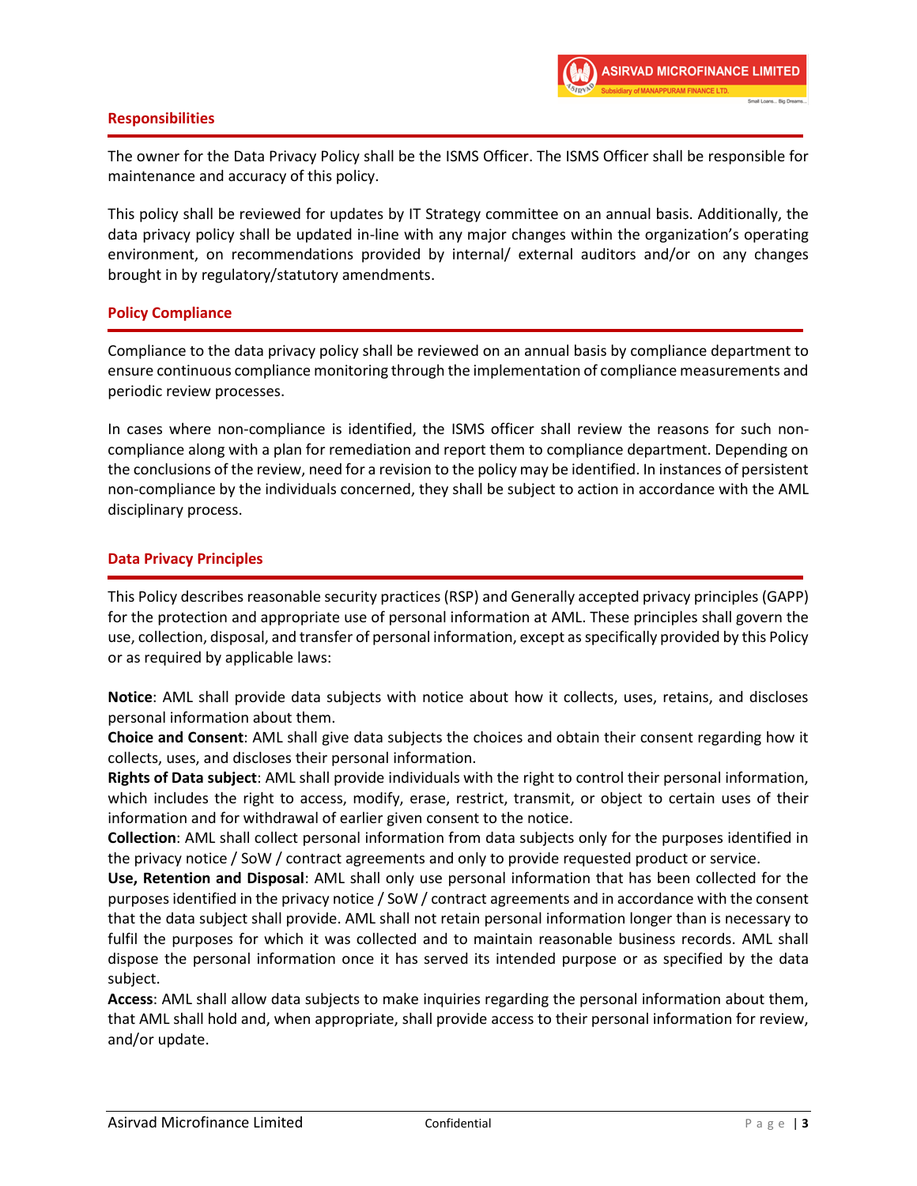## Responsibilities

The owner for the Data Privacy Policy shall be the ISMS Officer. The ISMS Officer shall be responsible for maintenance and accuracy of this policy.

This policy shall be reviewed for updates by IT Strategy committee on an annual basis. Additionally, the data privacy policy shall be updated in-line with any major changes within the organization's operating environment, on recommendations provided by internal/ external auditors and/or on any changes brought in by regulatory/statutory amendments.

## Policy Compliance

Compliance to the data privacy policy shall be reviewed on an annual basis by compliance department to ensure continuous compliance monitoring through the implementation of compliance measurements and periodic review processes.

In cases where non-compliance is identified, the ISMS officer shall review the reasons for such non-compliance along with a plan for remediation and report them to compliance department. Depending on the conclusions of the review, need for a revision to the policy may be identified. In instances of persistent non-compliance by the individuals concerned, they shall be subject to action in accordance with the AML disciplinary process.

## Data Privacy Principles

This Policy describes reasonable security practices (RSP) and Generally accepted privacy principles (GAPP) for the protection and appropriate use of personal information at AML. These principles shall govern the use, collection, disposal, and transfer of personal information, except as specifically provided by this Policy or as required by applicable laws:

**Notice**: AML shall provide data subjects with notice about how it collects, uses, retains, and discloses personal information about them.
**Choice and Consent**: AML shall give data subjects the choices and obtain their consent regarding how it collects, uses, and discloses their personal information.
**Rights of Data subject**: AML shall provide individuals with the right to control their personal information, which includes the right to access, modify, erase, restrict, transmit, or object to certain uses of their information and for withdrawal of earlier given consent to the notice.
**Collection**: AML shall collect personal information from data subjects only for the purposes identified in the privacy notice / SoW / contract agreements and only to provide requested product or service.
**Use, Retention and Disposal**: AML shall only use personal information that has been collected for the purposes identified in the privacy notice / SoW / contract agreements and in accordance with the consent that the data subject shall provide. AML shall not retain personal information longer than is necessary to fulfil the purposes for which it was collected and to maintain reasonable business records. AML shall dispose the personal information once it has served its intended purpose or as specified by the data subject.
**Access**: AML shall allow data subjects to make inquiries regarding the personal information about them, that AML shall hold and, when appropriate, shall provide access to their personal information for review, and/or update.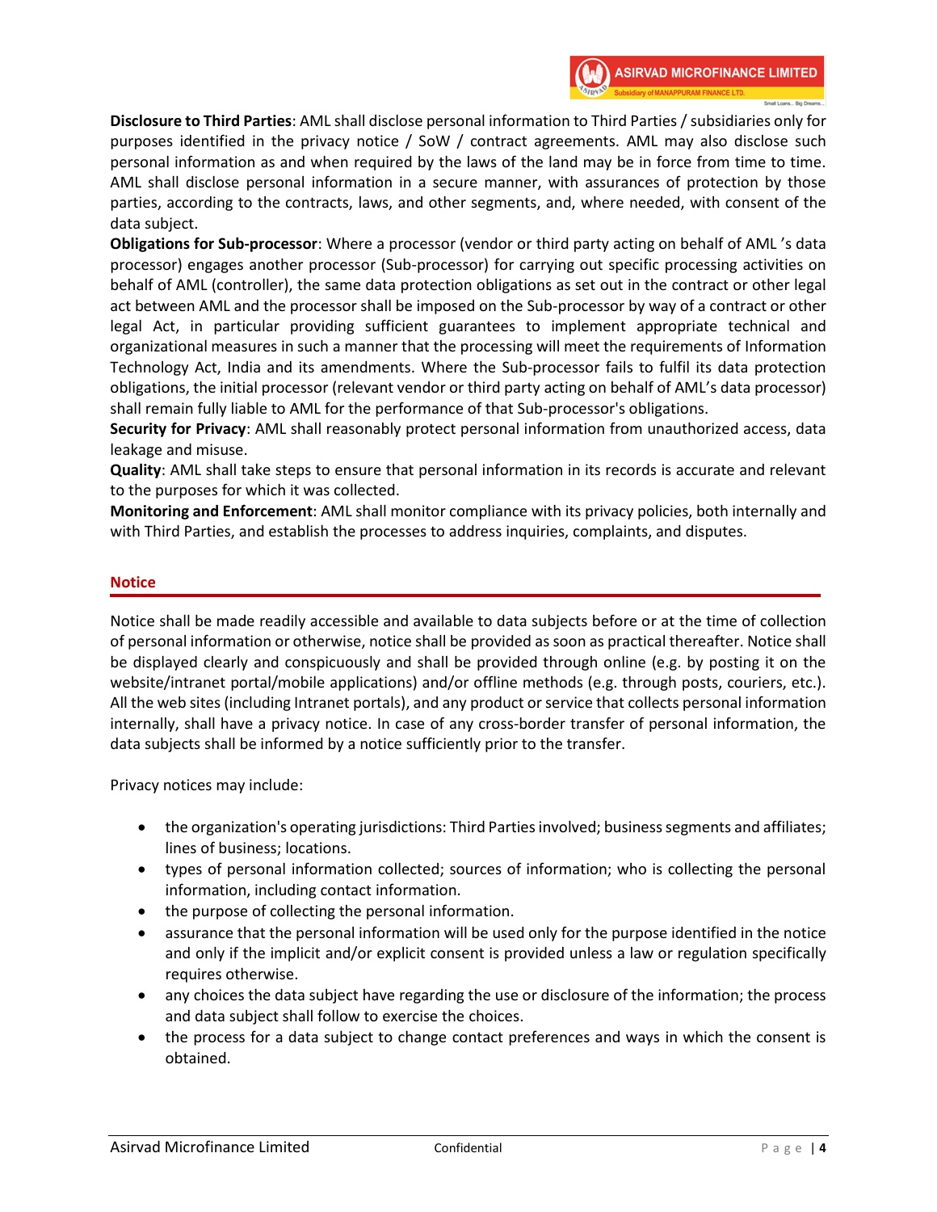**Disclosure to Third Parties**: AML shall disclose personal information to Third Parties / subsidiaries only for purposes identified in the privacy notice / SoW / contract agreements. AML may also disclose such personal information as and when required by the laws of the land may be in force from time to time. AML shall disclose personal information in a secure manner, with assurances of protection by those parties, according to the contracts, laws, and other segments, and, where needed, with consent of the data subject.

**Obligations for Sub-processor**: Where a processor (vendor or third party acting on behalf of AML 's data processor) engages another processor (Sub-processor) for carrying out specific processing activities on behalf of AML (controller), the same data protection obligations as set out in the contract or other legal act between AML and the processor shall be imposed on the Sub-processor by way of a contract or other legal Act, in particular providing sufficient guarantees to implement appropriate technical and organizational measures in such a manner that the processing will meet the requirements of Information Technology Act, India and its amendments. Where the Sub-processor fails to fulfil its data protection obligations, the initial processor (relevant vendor or third party acting on behalf of AML's data processor) shall remain fully liable to AML for the performance of that Sub-processor's obligations.

**Security for Privacy**: AML shall reasonably protect personal information from unauthorized access, data leakage and misuse.

**Quality**: AML shall take steps to ensure that personal information in its records is accurate and relevant to the purposes for which it was collected.

**Monitoring and Enforcement**: AML shall monitor compliance with its privacy policies, both internally and with Third Parties, and establish the processes to address inquiries, complaints, and disputes.

## Notice

Notice shall be made readily accessible and available to data subjects before or at the time of collection of personal information or otherwise, notice shall be provided as soon as practical thereafter. Notice shall be displayed clearly and conspicuously and shall be provided through online (e.g. by posting it on the website/intranet portal/mobile applications) and/or offline methods (e.g. through posts, couriers, etc.). All the web sites (including Intranet portals), and any product or service that collects personal information internally, shall have a privacy notice. In case of any cross-border transfer of personal information, the data subjects shall be informed by a notice sufficiently prior to the transfer.

Privacy notices may include:

- the organization's operating jurisdictions: Third Parties involved; business segments and affiliates; lines of business; locations.
- types of personal information collected; sources of information; who is collecting the personal information, including contact information.
- the purpose of collecting the personal information.
- assurance that the personal information will be used only for the purpose identified in the notice and only if the implicit and/or explicit consent is provided unless a law or regulation specifically requires otherwise.
- any choices the data subject have regarding the use or disclosure of the information; the process and data subject shall follow to exercise the choices.
- the process for a data subject to change contact preferences and ways in which the consent is obtained.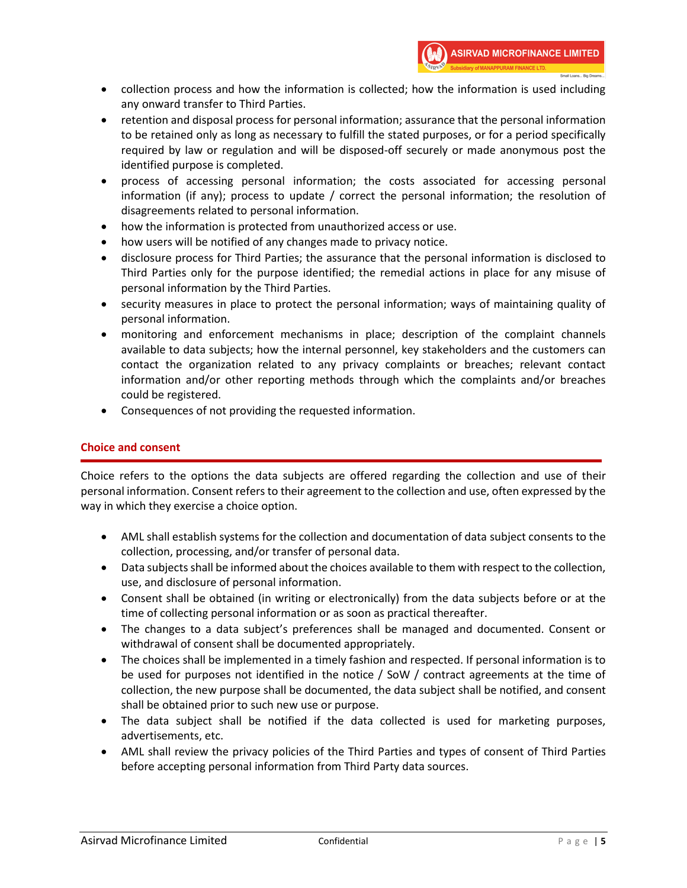- collection process and how the information is collected; how the information is used including any onward transfer to Third Parties.
- retention and disposal process for personal information; assurance that the personal information to be retained only as long as necessary to fulfill the stated purposes, or for a period specifically required by law or regulation and will be disposed-off securely or made anonymous post the identified purpose is completed.
- process of accessing personal information; the costs associated for accessing personal information (if any); process to update / correct the personal information; the resolution of disagreements related to personal information.
- how the information is protected from unauthorized access or use.
- how users will be notified of any changes made to privacy notice.
- disclosure process for Third Parties; the assurance that the personal information is disclosed to Third Parties only for the purpose identified; the remedial actions in place for any misuse of personal information by the Third Parties.
- security measures in place to protect the personal information; ways of maintaining quality of personal information.
- monitoring and enforcement mechanisms in place; description of the complaint channels available to data subjects; how the internal personnel, key stakeholders and the customers can contact the organization related to any privacy complaints or breaches; relevant contact information and/or other reporting methods through which the complaints and/or breaches could be registered.
- Consequences of not providing the requested information.

## Choice and consent

Choice refers to the options the data subjects are offered regarding the collection and use of their personal information. Consent refers to their agreement to the collection and use, often expressed by the way in which they exercise a choice option.

- AML shall establish systems for the collection and documentation of data subject consents to the collection, processing, and/or transfer of personal data.
- Data subjects shall be informed about the choices available to them with respect to the collection, use, and disclosure of personal information.
- Consent shall be obtained (in writing or electronically) from the data subjects before or at the time of collecting personal information or as soon as practical thereafter.
- The changes to a data subject's preferences shall be managed and documented. Consent or withdrawal of consent shall be documented appropriately.
- The choices shall be implemented in a timely fashion and respected. If personal information is to be used for purposes not identified in the notice / SoW / contract agreements at the time of collection, the new purpose shall be documented, the data subject shall be notified, and consent shall be obtained prior to such new use or purpose.
- The data subject shall be notified if the data collected is used for marketing purposes, advertisements, etc.
- AML shall review the privacy policies of the Third Parties and types of consent of Third Parties before accepting personal information from Third Party data sources.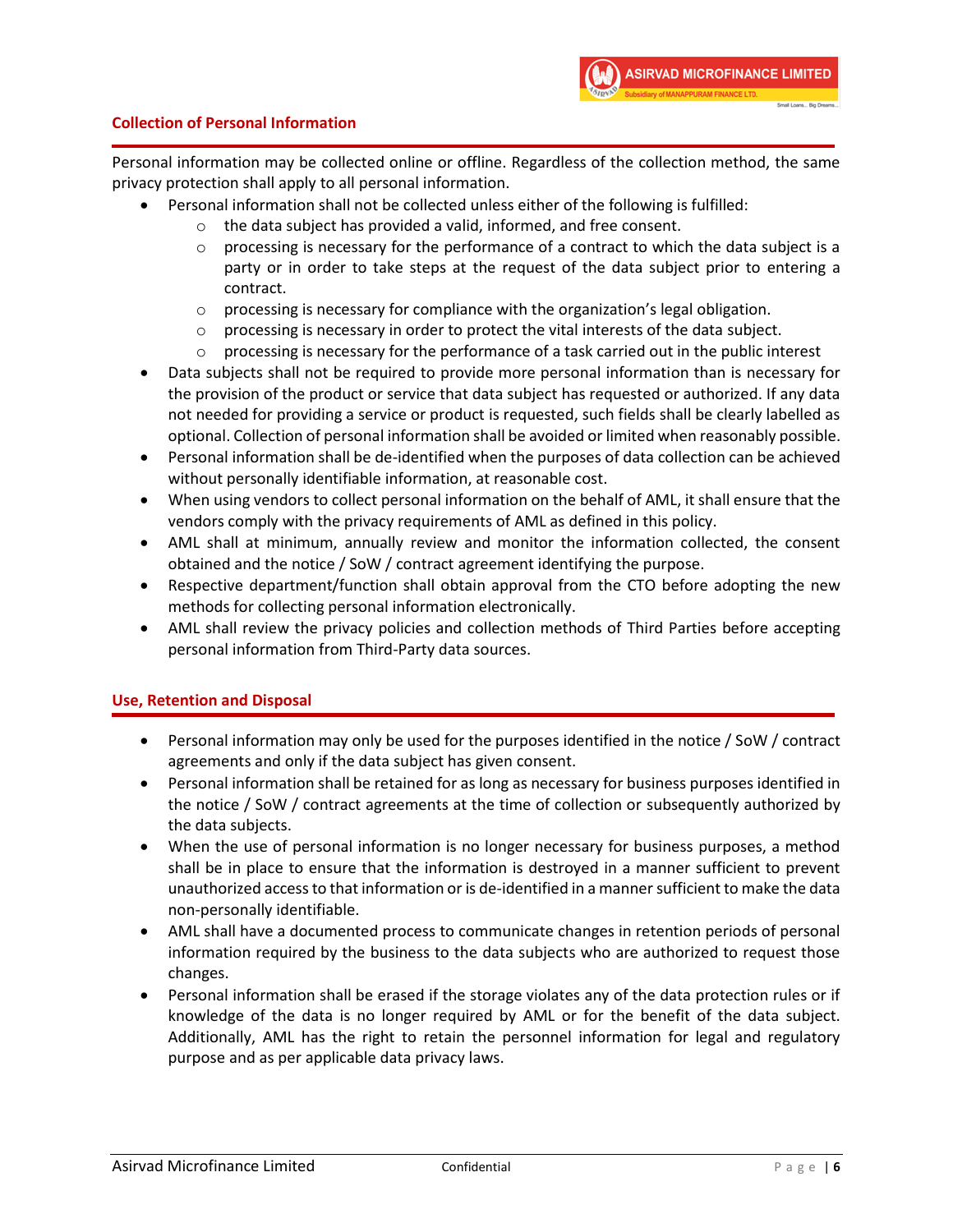## Collection of Personal Information

Personal information may be collected online or offline. Regardless of the collection method, the same privacy protection shall apply to all personal information.

- Personal information shall not be collected unless either of the following is fulfilled:
  - the data subject has provided a valid, informed, and free consent.
  - processing is necessary for the performance of a contract to which the data subject is a party or in order to take steps at the request of the data subject prior to entering a contract.
  - processing is necessary for compliance with the organization's legal obligation.
  - processing is necessary in order to protect the vital interests of the data subject.
  - processing is necessary for the performance of a task carried out in the public interest
- Data subjects shall not be required to provide more personal information than is necessary for the provision of the product or service that data subject has requested or authorized. If any data not needed for providing a service or product is requested, such fields shall be clearly labelled as optional. Collection of personal information shall be avoided or limited when reasonably possible.
- Personal information shall be de-identified when the purposes of data collection can be achieved without personally identifiable information, at reasonable cost.
- When using vendors to collect personal information on the behalf of AML, it shall ensure that the vendors comply with the privacy requirements of AML as defined in this policy.
- AML shall at minimum, annually review and monitor the information collected, the consent obtained and the notice / SoW / contract agreement identifying the purpose.
- Respective department/function shall obtain approval from the CTO before adopting the new methods for collecting personal information electronically.
- AML shall review the privacy policies and collection methods of Third Parties before accepting personal information from Third-Party data sources.

## Use, Retention and Disposal

- Personal information may only be used for the purposes identified in the notice / SoW / contract agreements and only if the data subject has given consent.
- Personal information shall be retained for as long as necessary for business purposes identified in the notice / SoW / contract agreements at the time of collection or subsequently authorized by the data subjects.
- When the use of personal information is no longer necessary for business purposes, a method shall be in place to ensure that the information is destroyed in a manner sufficient to prevent unauthorized access to that information or is de-identified in a manner sufficient to make the data non-personally identifiable.
- AML shall have a documented process to communicate changes in retention periods of personal information required by the business to the data subjects who are authorized to request those changes.
- Personal information shall be erased if the storage violates any of the data protection rules or if knowledge of the data is no longer required by AML or for the benefit of the data subject. Additionally, AML has the right to retain the personnel information for legal and regulatory purpose and as per applicable data privacy laws.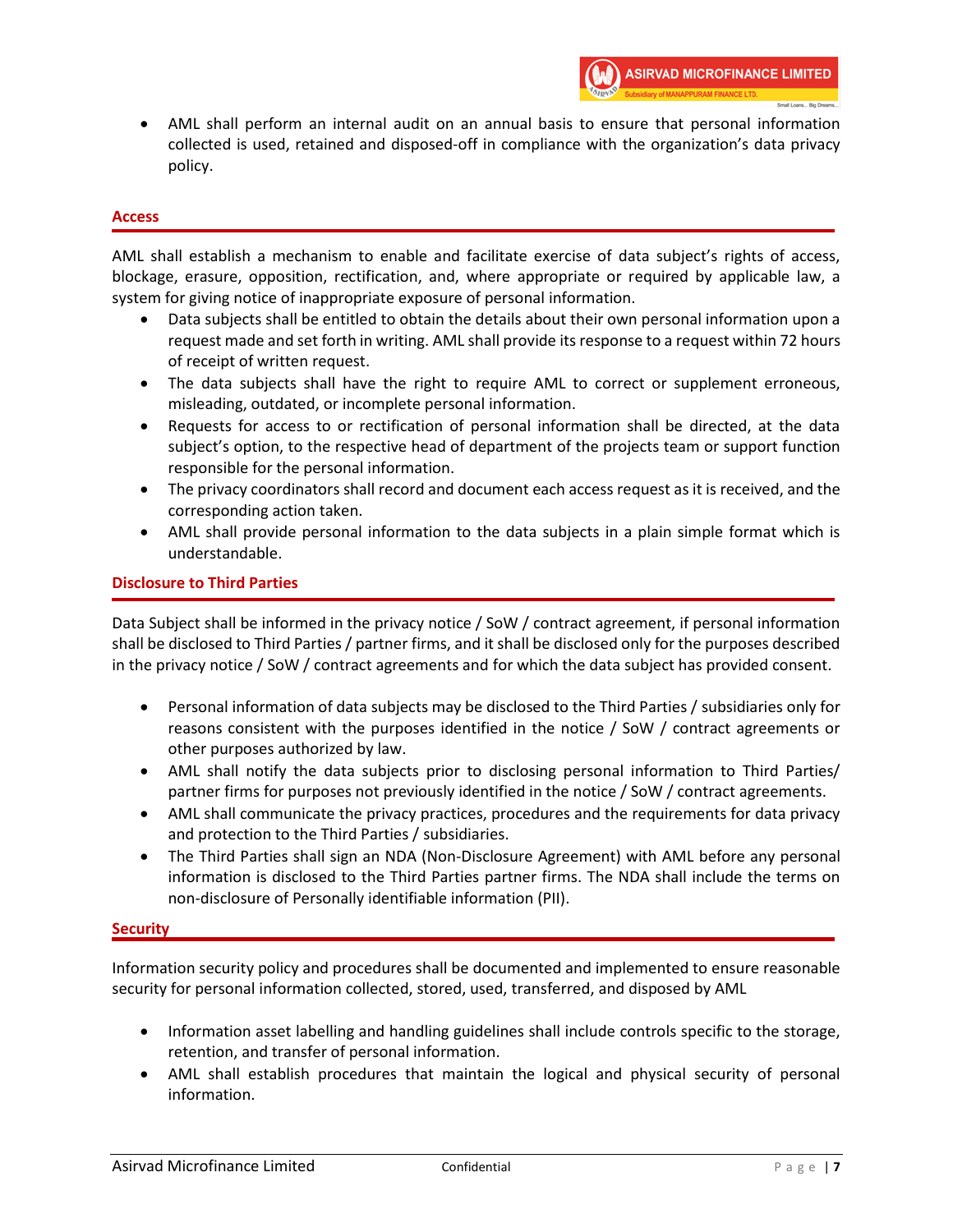- AML shall perform an internal audit on an annual basis to ensure that personal information collected is used, retained and disposed-off in compliance with the organization's data privacy policy.

## Access

AML shall establish a mechanism to enable and facilitate exercise of data subject's rights of access, blockage, erasure, opposition, rectification, and, where appropriate or required by applicable law, a system for giving notice of inappropriate exposure of personal information.

- Data subjects shall be entitled to obtain the details about their own personal information upon a request made and set forth in writing. AML shall provide its response to a request within 72 hours of receipt of written request.
- The data subjects shall have the right to require AML to correct or supplement erroneous, misleading, outdated, or incomplete personal information.
- Requests for access to or rectification of personal information shall be directed, at the data subject's option, to the respective head of department of the projects team or support function responsible for the personal information.
- The privacy coordinators shall record and document each access request as it is received, and the corresponding action taken.
- AML shall provide personal information to the data subjects in a plain simple format which is understandable.

## Disclosure to Third Parties

Data Subject shall be informed in the privacy notice / SoW / contract agreement, if personal information shall be disclosed to Third Parties / partner firms, and it shall be disclosed only for the purposes described in the privacy notice / SoW / contract agreements and for which the data subject has provided consent.

- Personal information of data subjects may be disclosed to the Third Parties / subsidiaries only for reasons consistent with the purposes identified in the notice / SoW / contract agreements or other purposes authorized by law.
- AML shall notify the data subjects prior to disclosing personal information to Third Parties/ partner firms for purposes not previously identified in the notice / SoW / contract agreements.
- AML shall communicate the privacy practices, procedures and the requirements for data privacy and protection to the Third Parties / subsidiaries.
- The Third Parties shall sign an NDA (Non-Disclosure Agreement) with AML before any personal information is disclosed to the Third Parties partner firms. The NDA shall include the terms on non-disclosure of Personally identifiable information (PII).

## Security

Information security policy and procedures shall be documented and implemented to ensure reasonable security for personal information collected, stored, used, transferred, and disposed by AML

- Information asset labelling and handling guidelines shall include controls specific to the storage, retention, and transfer of personal information.
- AML shall establish procedures that maintain the logical and physical security of personal information.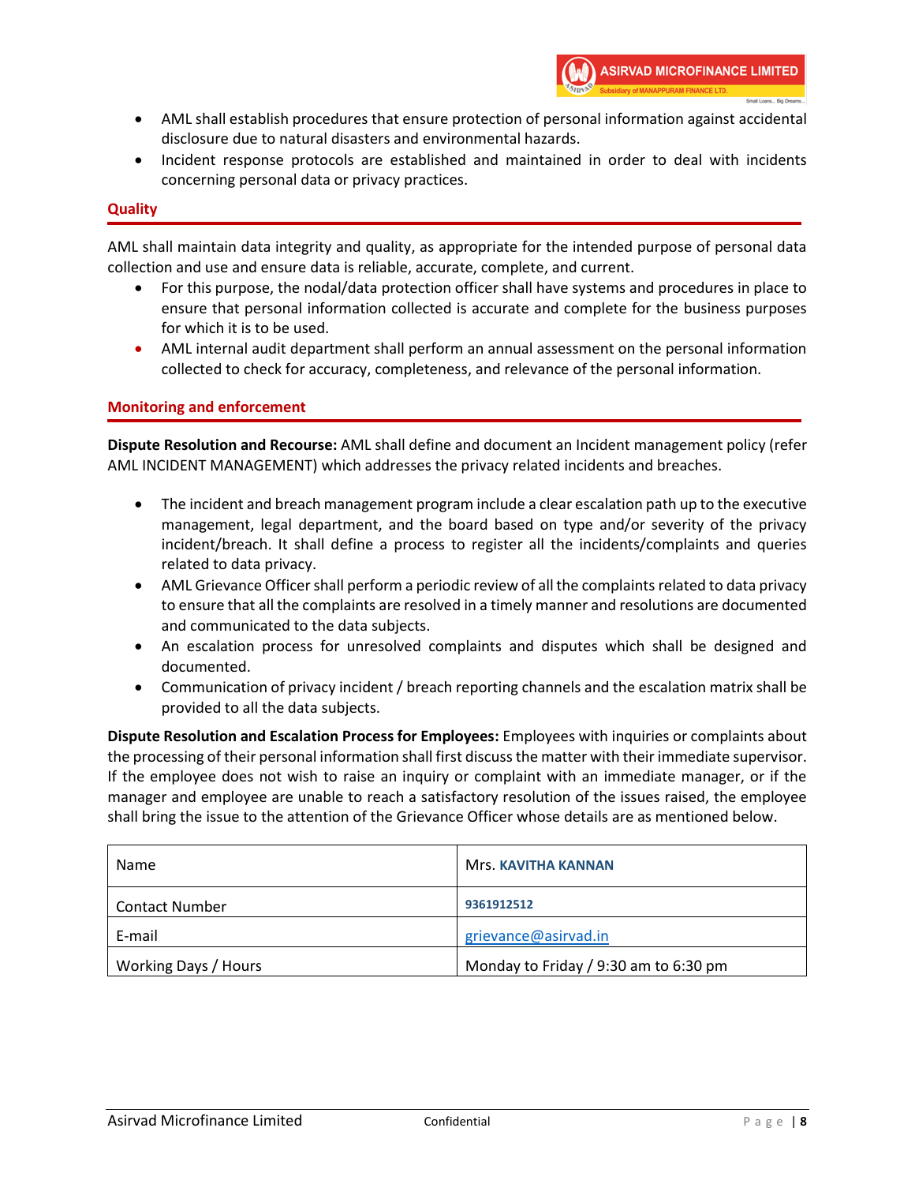- AML shall establish procedures that ensure protection of personal information against accidental disclosure due to natural disasters and environmental hazards.
- Incident response protocols are established and maintained in order to deal with incidents concerning personal data or privacy practices.

## Quality

AML shall maintain data integrity and quality, as appropriate for the intended purpose of personal data collection and use and ensure data is reliable, accurate, complete, and current.

- For this purpose, the nodal/data protection officer shall have systems and procedures in place to ensure that personal information collected is accurate and complete for the business purposes for which it is to be used.
- AML internal audit department shall perform an annual assessment on the personal information collected to check for accuracy, completeness, and relevance of the personal information.

## Monitoring and enforcement

**Dispute Resolution and Recourse:** AML shall define and document an Incident management policy (refer AML INCIDENT MANAGEMENT) which addresses the privacy related incidents and breaches.

- The incident and breach management program include a clear escalation path up to the executive management, legal department, and the board based on type and/or severity of the privacy incident/breach. It shall define a process to register all the incidents/complaints and queries related to data privacy.
- AML Grievance Officer shall perform a periodic review of all the complaints related to data privacy to ensure that all the complaints are resolved in a timely manner and resolutions are documented and communicated to the data subjects.
- An escalation process for unresolved complaints and disputes which shall be designed and documented.
- Communication of privacy incident / breach reporting channels and the escalation matrix shall be provided to all the data subjects.

**Dispute Resolution and Escalation Process for Employees:** Employees with inquiries or complaints about the processing of their personal information shall first discuss the matter with their immediate supervisor. If the employee does not wish to raise an inquiry or complaint with an immediate manager, or if the manager and employee are unable to reach a satisfactory resolution of the issues raised, the employee shall bring the issue to the attention of the Grievance Officer whose details are as mentioned below.

| | |
|---|---|
| Name | Mrs. **KAVITHA KANNAN** |
| Contact Number | **9361912512** |
| E-mail | grievance@asirvad.in |
| Working Days / Hours | Monday to Friday / 9:30 am to 6:30 pm |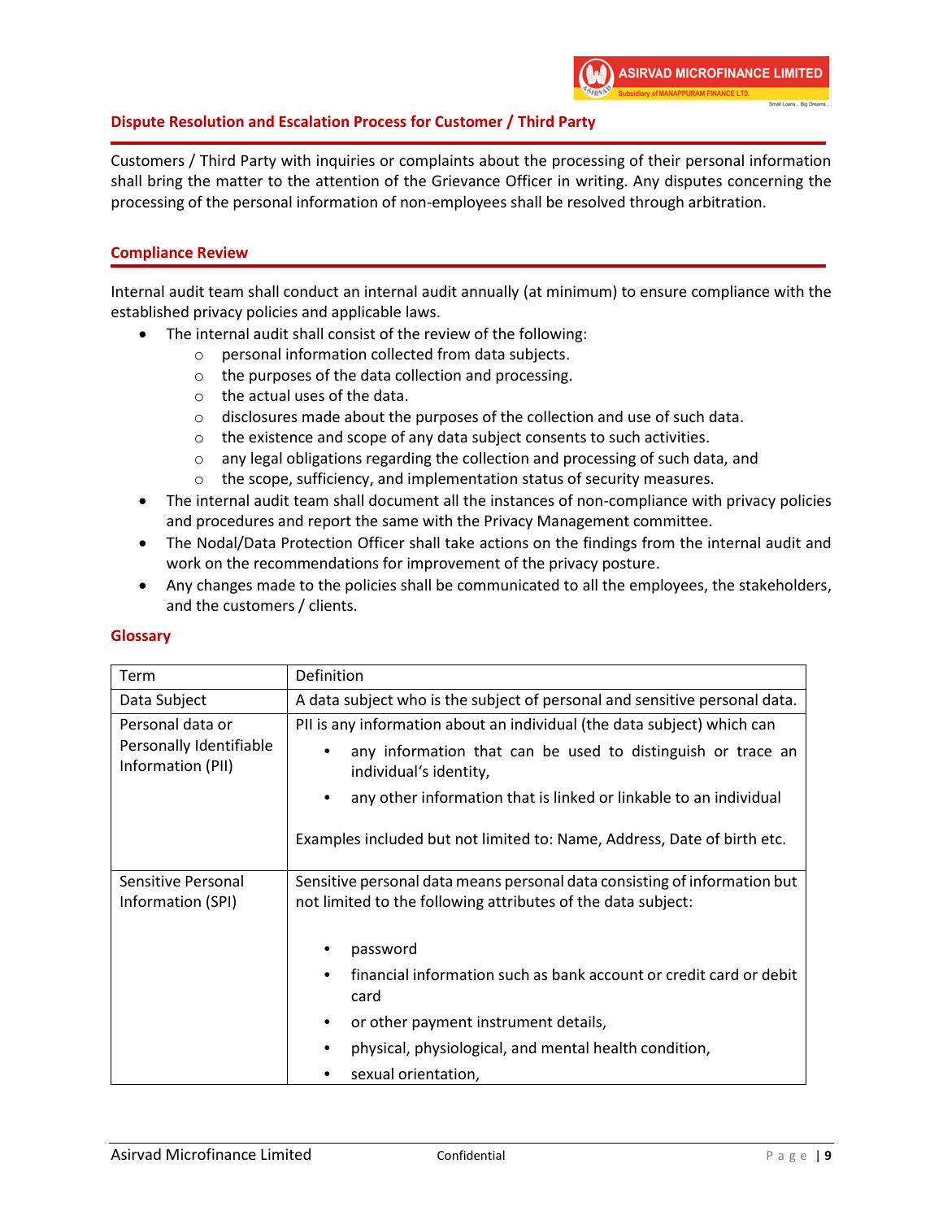## Dispute Resolution and Escalation Process for Customer / Third Party

Customers / Third Party with inquiries or complaints about the processing of their personal information shall bring the matter to the attention of the Grievance Officer in writing. Any disputes concerning the processing of the personal information of non-employees shall be resolved through arbitration.

## Compliance Review

Internal audit team shall conduct an internal audit annually (at minimum) to ensure compliance with the established privacy policies and applicable laws.

- The internal audit shall consist of the review of the following:
  - personal information collected from data subjects.
  - the purposes of the data collection and processing.
  - the actual uses of the data.
  - disclosures made about the purposes of the collection and use of such data.
  - the existence and scope of any data subject consents to such activities.
  - any legal obligations regarding the collection and processing of such data, and
  - the scope, sufficiency, and implementation status of security measures.
- The internal audit team shall document all the instances of non-compliance with privacy policies and procedures and report the same with the Privacy Management committee.
- The Nodal/Data Protection Officer shall take actions on the findings from the internal audit and work on the recommendations for improvement of the privacy posture.
- Any changes made to the policies shall be communicated to all the employees, the stakeholders, and the customers / clients.

## Glossary

| Term | Definition |
|---|---|
| Data Subject | A data subject who is the subject of personal and sensitive personal data. |
| Personal data or Personally Identifiable Information (PII) | PII is any information about an individual (the data subject) which can<br>• any information that can be used to distinguish or trace an individual's identity,<br>• any other information that is linked or linkable to an individual<br><br>Examples included but not limited to: Name, Address, Date of birth etc. |
| Sensitive Personal Information (SPI) | Sensitive personal data means personal data consisting of information but not limited to the following attributes of the data subject:<br><br>• password<br>• financial information such as bank account or credit card or debit card<br>• or other payment instrument details,<br>• physical, physiological, and mental health condition,<br>• sexual orientation, |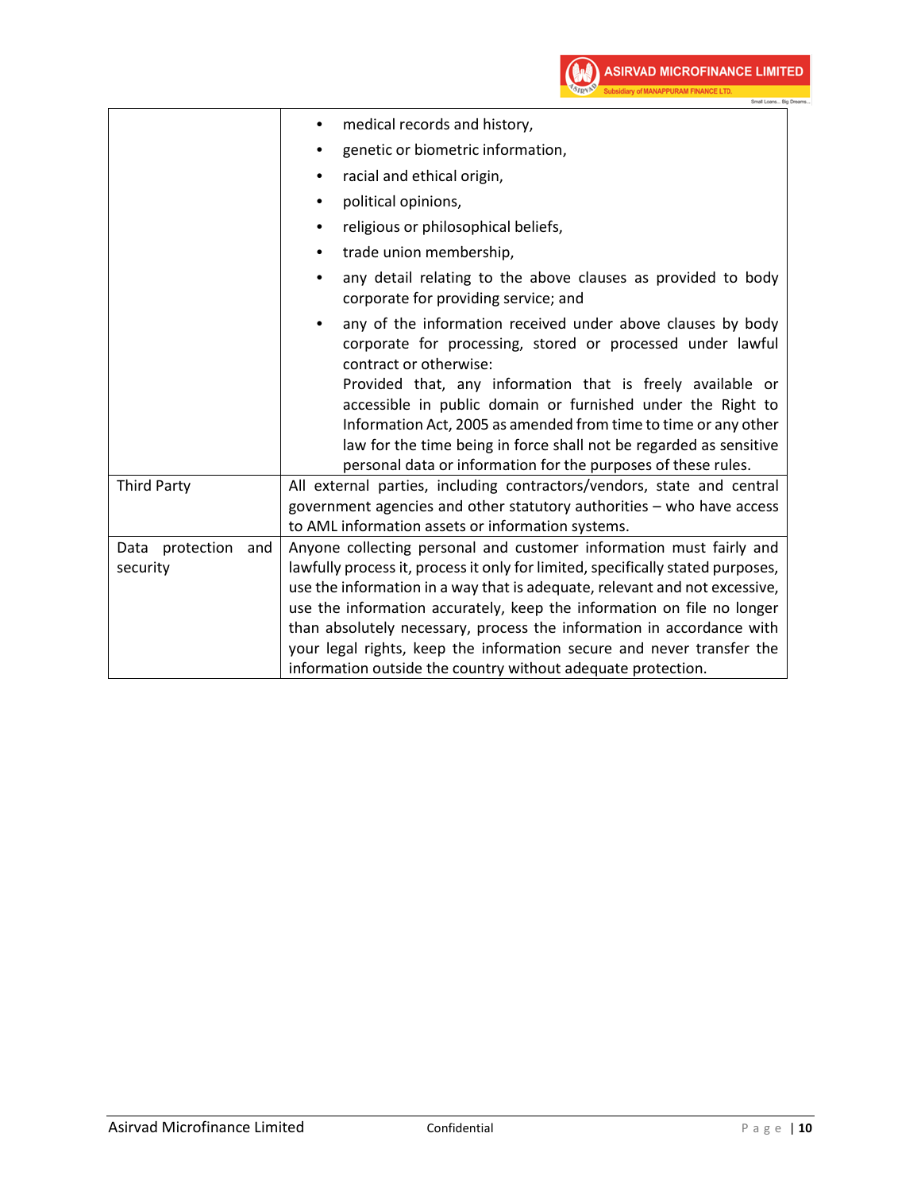| | |
|---|---|
| | • medical records and history,<br>• genetic or biometric information,<br>• racial and ethical origin,<br>• political opinions,<br>• religious or philosophical beliefs,<br>• trade union membership,<br>• any detail relating to the above clauses as provided to body corporate for providing service; and<br>• any of the information received under above clauses by body corporate for processing, stored or processed under lawful contract or otherwise:<br>Provided that, any information that is freely available or accessible in public domain or furnished under the Right to Information Act, 2005 as amended from time to time or any other law for the time being in force shall not be regarded as sensitive personal data or information for the purposes of these rules. |
| Third Party | All external parties, including contractors/vendors, state and central government agencies and other statutory authorities – who have access to AML information assets or information systems. |
| Data protection and security | Anyone collecting personal and customer information must fairly and lawfully process it, process it only for limited, specifically stated purposes, use the information in a way that is adequate, relevant and not excessive, use the information accurately, keep the information on file no longer than absolutely necessary, process the information in accordance with your legal rights, keep the information secure and never transfer the information outside the country without adequate protection. |